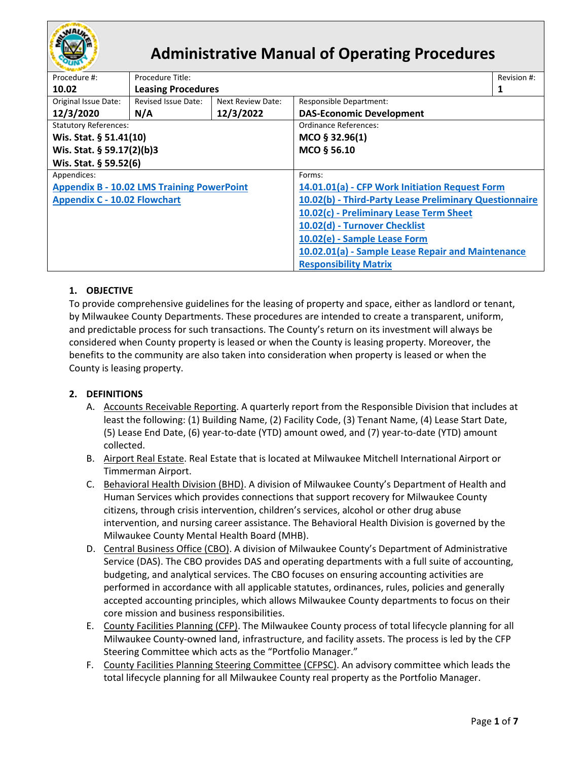# Administrative Manual of Operating Procedures

| Procedure #: | Procedure Title: | | | Revision #: |
|---|---|---|---|---|
| **10.02** | **Leasing Procedures** | | | **1** |
| Original Issue Date: **12/3/2020** | Revised Issue Date: **N/A** | Next Review Date: **12/3/2022** | Responsible Department: **DAS-Economic Development** | |
| Statutory References: **Wis. Stat. § 51.41(10)** **Wis. Stat. § 59.17(2)(b)3** **Wis. Stat. § 59.52(6)** | | | Ordinance References: **MCO § 32.96(1)** **MCO § 56.10** | |
| Appendices: **Appendix B - 10.02 LMS Training PowerPoint** **Appendix C - 10.02 Flowchart** | | | Forms: **14.01.01(a) - CFP Work Initiation Request Form** **10.02(b) - Third-Party Lease Preliminary Questionnaire** **10.02(c) - Preliminary Lease Term Sheet** **10.02(d) - Turnover Checklist** **10.02(e) - Sample Lease Form** **10.02.01(a) - Sample Lease Repair and Maintenance Responsibility Matrix** | |

## 1. OBJECTIVE

To provide comprehensive guidelines for the leasing of property and space, either as landlord or tenant, by Milwaukee County Departments. These procedures are intended to create a transparent, uniform, and predictable process for such transactions. The County's return on its investment will always be considered when County property is leased or when the County is leasing property. Moreover, the benefits to the community are also taken into consideration when property is leased or when the County is leasing property.

## 2. DEFINITIONS

A. Accounts Receivable Reporting. A quarterly report from the Responsible Division that includes at least the following: (1) Building Name, (2) Facility Code, (3) Tenant Name, (4) Lease Start Date, (5) Lease End Date, (6) year-to-date (YTD) amount owed, and (7) year-to-date (YTD) amount collected.

B. Airport Real Estate. Real Estate that is located at Milwaukee Mitchell International Airport or Timmerman Airport.

C. Behavioral Health Division (BHD). A division of Milwaukee County's Department of Health and Human Services which provides connections that support recovery for Milwaukee County citizens, through crisis intervention, children's services, alcohol or other drug abuse intervention, and nursing career assistance. The Behavioral Health Division is governed by the Milwaukee County Mental Health Board (MHB).

D. Central Business Office (CBO). A division of Milwaukee County's Department of Administrative Service (DAS). The CBO provides DAS and operating departments with a full suite of accounting, budgeting, and analytical services. The CBO focuses on ensuring accounting activities are performed in accordance with all applicable statutes, ordinances, rules, policies and generally accepted accounting principles, which allows Milwaukee County departments to focus on their core mission and business responsibilities.

E. County Facilities Planning (CFP). The Milwaukee County process of total lifecycle planning for all Milwaukee County-owned land, infrastructure, and facility assets. The process is led by the CFP Steering Committee which acts as the "Portfolio Manager."

F. County Facilities Planning Steering Committee (CFPSC). An advisory committee which leads the total lifecycle planning for all Milwaukee County real property as the Portfolio Manager.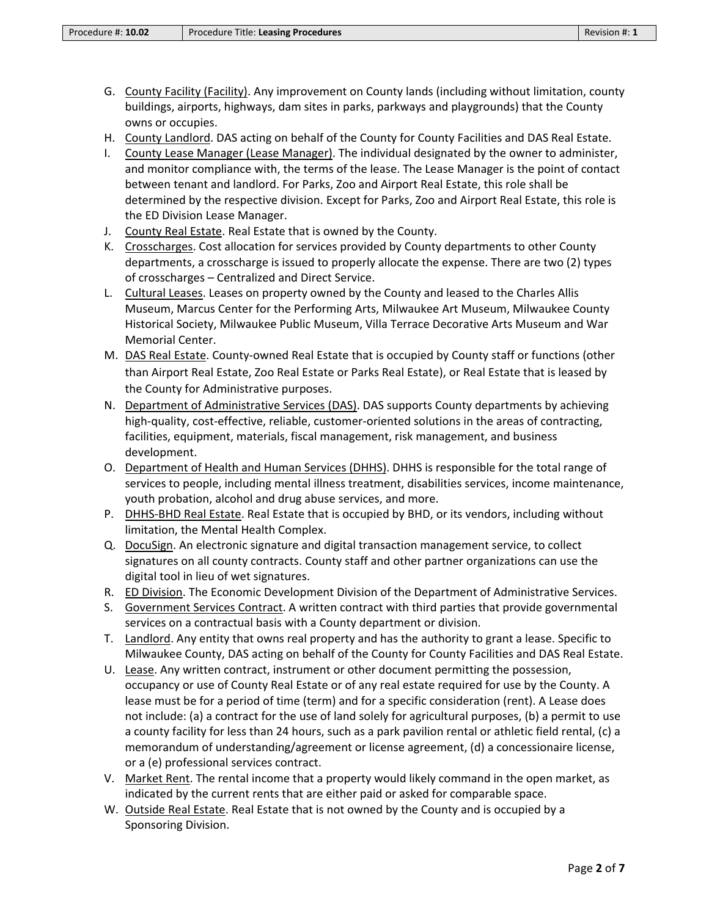G. <u>County Facility (Facility)</u>. Any improvement on County lands (including without limitation, county buildings, airports, highways, dam sites in parks, parkways and playgrounds) that the County owns or occupies.

H. <u>County Landlord</u>. DAS acting on behalf of the County for County Facilities and DAS Real Estate.

I. <u>County Lease Manager (Lease Manager)</u>. The individual designated by the owner to administer, and monitor compliance with, the terms of the lease. The Lease Manager is the point of contact between tenant and landlord. For Parks, Zoo and Airport Real Estate, this role shall be determined by the respective division. Except for Parks, Zoo and Airport Real Estate, this role is the ED Division Lease Manager.

J. <u>County Real Estate</u>. Real Estate that is owned by the County.

K. <u>Crosscharges</u>. Cost allocation for services provided by County departments to other County departments, a crosscharge is issued to properly allocate the expense. There are two (2) types of crosscharges – Centralized and Direct Service.

L. <u>Cultural Leases</u>. Leases on property owned by the County and leased to the Charles Allis Museum, Marcus Center for the Performing Arts, Milwaukee Art Museum, Milwaukee County Historical Society, Milwaukee Public Museum, Villa Terrace Decorative Arts Museum and War Memorial Center.

M. <u>DAS Real Estate</u>. County-owned Real Estate that is occupied by County staff or functions (other than Airport Real Estate, Zoo Real Estate or Parks Real Estate), or Real Estate that is leased by the County for Administrative purposes.

N. <u>Department of Administrative Services (DAS)</u>. DAS supports County departments by achieving high-quality, cost-effective, reliable, customer-oriented solutions in the areas of contracting, facilities, equipment, materials, fiscal management, risk management, and business development.

O. <u>Department of Health and Human Services (DHHS)</u>. DHHS is responsible for the total range of services to people, including mental illness treatment, disabilities services, income maintenance, youth probation, alcohol and drug abuse services, and more.

P. <u>DHHS-BHD Real Estate</u>. Real Estate that is occupied by BHD, or its vendors, including without limitation, the Mental Health Complex.

Q. <u>DocuSign</u>. An electronic signature and digital transaction management service, to collect signatures on all county contracts. County staff and other partner organizations can use the digital tool in lieu of wet signatures.

R. <u>ED Division</u>. The Economic Development Division of the Department of Administrative Services.

S. <u>Government Services Contract</u>. A written contract with third parties that provide governmental services on a contractual basis with a County department or division.

T. <u>Landlord</u>. Any entity that owns real property and has the authority to grant a lease. Specific to Milwaukee County, DAS acting on behalf of the County for County Facilities and DAS Real Estate.

U. <u>Lease</u>. Any written contract, instrument or other document permitting the possession, occupancy or use of County Real Estate or of any real estate required for use by the County. A lease must be for a period of time (term) and for a specific consideration (rent). A Lease does not include: (a) a contract for the use of land solely for agricultural purposes, (b) a permit to use a county facility for less than 24 hours, such as a park pavilion rental or athletic field rental, (c) a memorandum of understanding/agreement or license agreement, (d) a concessionaire license, or a (e) professional services contract.

V. <u>Market Rent</u>. The rental income that a property would likely command in the open market, as indicated by the current rents that are either paid or asked for comparable space.

W. <u>Outside Real Estate</u>. Real Estate that is not owned by the County and is occupied by a Sponsoring Division.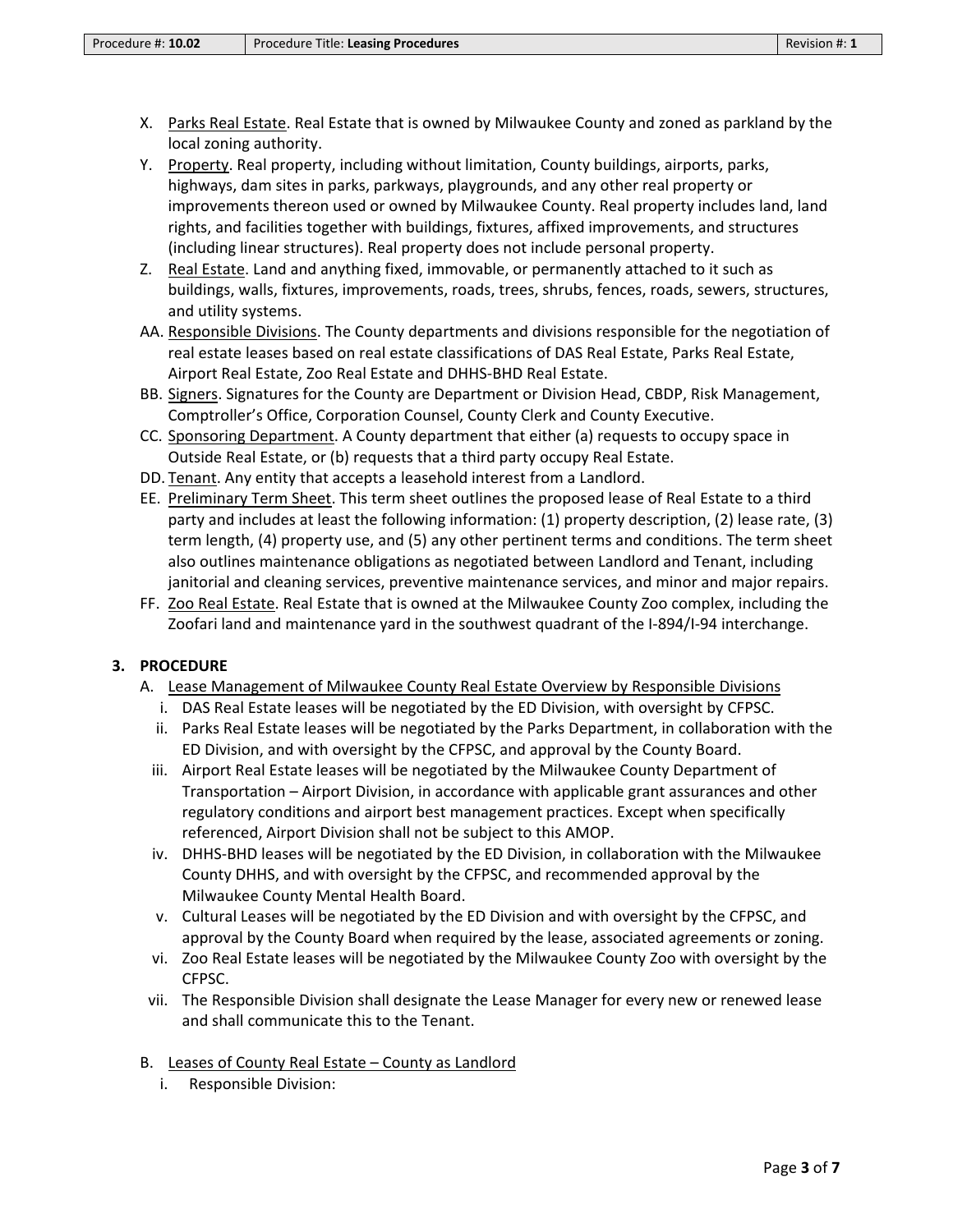X. Parks Real Estate. Real Estate that is owned by Milwaukee County and zoned as parkland by the local zoning authority.

Y. Property. Real property, including without limitation, County buildings, airports, parks, highways, dam sites in parks, parkways, playgrounds, and any other real property or improvements thereon used or owned by Milwaukee County. Real property includes land, land rights, and facilities together with buildings, fixtures, affixed improvements, and structures (including linear structures). Real property does not include personal property.

Z. Real Estate. Land and anything fixed, immovable, or permanently attached to it such as buildings, walls, fixtures, improvements, roads, trees, shrubs, fences, roads, sewers, structures, and utility systems.

AA. Responsible Divisions. The County departments and divisions responsible for the negotiation of real estate leases based on real estate classifications of DAS Real Estate, Parks Real Estate, Airport Real Estate, Zoo Real Estate and DHHS-BHD Real Estate.

BB. Signers. Signatures for the County are Department or Division Head, CBDP, Risk Management, Comptroller's Office, Corporation Counsel, County Clerk and County Executive.

CC. Sponsoring Department. A County department that either (a) requests to occupy space in Outside Real Estate, or (b) requests that a third party occupy Real Estate.

DD. Tenant. Any entity that accepts a leasehold interest from a Landlord.

EE. Preliminary Term Sheet. This term sheet outlines the proposed lease of Real Estate to a third party and includes at least the following information: (1) property description, (2) lease rate, (3) term length, (4) property use, and (5) any other pertinent terms and conditions. The term sheet also outlines maintenance obligations as negotiated between Landlord and Tenant, including janitorial and cleaning services, preventive maintenance services, and minor and major repairs.

FF. Zoo Real Estate. Real Estate that is owned at the Milwaukee County Zoo complex, including the Zoofari land and maintenance yard in the southwest quadrant of the I-894/I-94 interchange.

## 3. PROCEDURE

A. Lease Management of Milwaukee County Real Estate Overview by Responsible Divisions

i. DAS Real Estate leases will be negotiated by the ED Division, with oversight by CFPSC.

ii. Parks Real Estate leases will be negotiated by the Parks Department, in collaboration with the ED Division, and with oversight by the CFPSC, and approval by the County Board.

iii. Airport Real Estate leases will be negotiated by the Milwaukee County Department of Transportation – Airport Division, in accordance with applicable grant assurances and other regulatory conditions and airport best management practices. Except when specifically referenced, Airport Division shall not be subject to this AMOP.

iv. DHHS-BHD leases will be negotiated by the ED Division, in collaboration with the Milwaukee County DHHS, and with oversight by the CFPSC, and recommended approval by the Milwaukee County Mental Health Board.

v. Cultural Leases will be negotiated by the ED Division and with oversight by the CFPSC, and approval by the County Board when required by the lease, associated agreements or zoning.

vi. Zoo Real Estate leases will be negotiated by the Milwaukee County Zoo with oversight by the CFPSC.

vii. The Responsible Division shall designate the Lease Manager for every new or renewed lease and shall communicate this to the Tenant.

B. Leases of County Real Estate – County as Landlord

i. Responsible Division: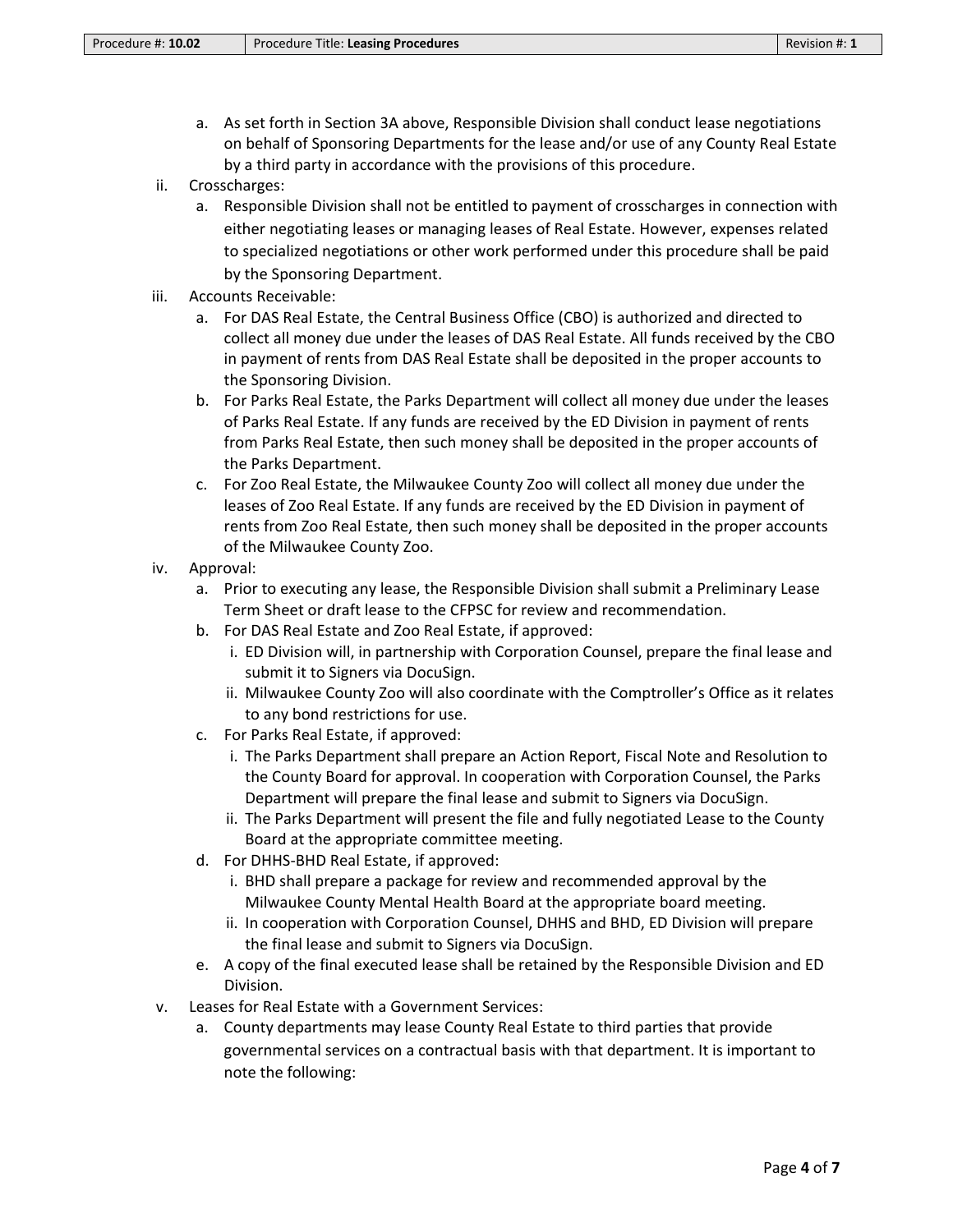a. As set forth in Section 3A above, Responsible Division shall conduct lease negotiations on behalf of Sponsoring Departments for the lease and/or use of any County Real Estate by a third party in accordance with the provisions of this procedure.

ii. Crosscharges:
   a. Responsible Division shall not be entitled to payment of crosscharges in connection with either negotiating leases or managing leases of Real Estate. However, expenses related to specialized negotiations or other work performed under this procedure shall be paid by the Sponsoring Department.

iii. Accounts Receivable:
   a. For DAS Real Estate, the Central Business Office (CBO) is authorized and directed to collect all money due under the leases of DAS Real Estate. All funds received by the CBO in payment of rents from DAS Real Estate shall be deposited in the proper accounts to the Sponsoring Division.
   b. For Parks Real Estate, the Parks Department will collect all money due under the leases of Parks Real Estate. If any funds are received by the ED Division in payment of rents from Parks Real Estate, then such money shall be deposited in the proper accounts of the Parks Department.
   c. For Zoo Real Estate, the Milwaukee County Zoo will collect all money due under the leases of Zoo Real Estate. If any funds are received by the ED Division in payment of rents from Zoo Real Estate, then such money shall be deposited in the proper accounts of the Milwaukee County Zoo.

iv. Approval:
   a. Prior to executing any lease, the Responsible Division shall submit a Preliminary Lease Term Sheet or draft lease to the CFPSC for review and recommendation.
   b. For DAS Real Estate and Zoo Real Estate, if approved:
      i. ED Division will, in partnership with Corporation Counsel, prepare the final lease and submit it to Signers via DocuSign.
      ii. Milwaukee County Zoo will also coordinate with the Comptroller's Office as it relates to any bond restrictions for use.
   c. For Parks Real Estate, if approved:
      i. The Parks Department shall prepare an Action Report, Fiscal Note and Resolution to the County Board for approval. In cooperation with Corporation Counsel, the Parks Department will prepare the final lease and submit to Signers via DocuSign.
      ii. The Parks Department will present the file and fully negotiated Lease to the County Board at the appropriate committee meeting.
   d. For DHHS-BHD Real Estate, if approved:
      i. BHD shall prepare a package for review and recommended approval by the Milwaukee County Mental Health Board at the appropriate board meeting.
      ii. In cooperation with Corporation Counsel, DHHS and BHD, ED Division will prepare the final lease and submit to Signers via DocuSign.
   e. A copy of the final executed lease shall be retained by the Responsible Division and ED Division.

v. Leases for Real Estate with a Government Services:
   a. County departments may lease County Real Estate to third parties that provide governmental services on a contractual basis with that department. It is important to note the following: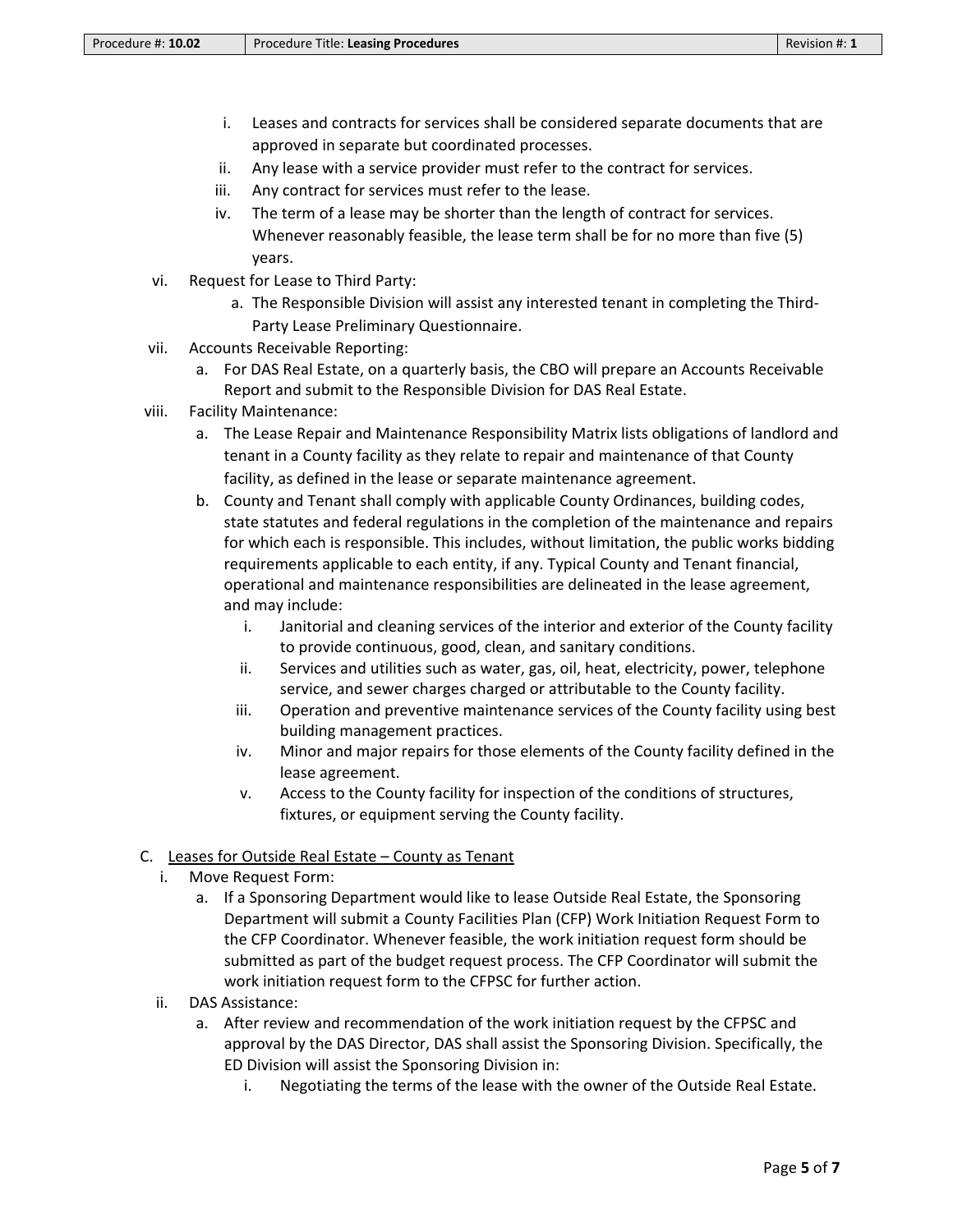i. Leases and contracts for services shall be considered separate documents that are approved in separate but coordinated processes.
ii. Any lease with a service provider must refer to the contract for services.
iii. Any contract for services must refer to the lease.
iv. The term of a lease may be shorter than the length of contract for services. Whenever reasonably feasible, the lease term shall be for no more than five (5) years.

vi. Request for Lease to Third Party:
   a. The Responsible Division will assist any interested tenant in completing the Third-Party Lease Preliminary Questionnaire.

vii. Accounts Receivable Reporting:
   a. For DAS Real Estate, on a quarterly basis, the CBO will prepare an Accounts Receivable Report and submit to the Responsible Division for DAS Real Estate.

viii. Facility Maintenance:
   a. The Lease Repair and Maintenance Responsibility Matrix lists obligations of landlord and tenant in a County facility as they relate to repair and maintenance of that County facility, as defined in the lease or separate maintenance agreement.
   b. County and Tenant shall comply with applicable County Ordinances, building codes, state statutes and federal regulations in the completion of the maintenance and repairs for which each is responsible. This includes, without limitation, the public works bidding requirements applicable to each entity, if any. Typical County and Tenant financial, operational and maintenance responsibilities are delineated in the lease agreement, and may include:
      i. Janitorial and cleaning services of the interior and exterior of the County facility to provide continuous, good, clean, and sanitary conditions.
      ii. Services and utilities such as water, gas, oil, heat, electricity, power, telephone service, and sewer charges charged or attributable to the County facility.
      iii. Operation and preventive maintenance services of the County facility using best building management practices.
      iv. Minor and major repairs for those elements of the County facility defined in the lease agreement.
      v. Access to the County facility for inspection of the conditions of structures, fixtures, or equipment serving the County facility.

C. <u>Leases for Outside Real Estate – County as Tenant</u>
   i. Move Request Form:
      a. If a Sponsoring Department would like to lease Outside Real Estate, the Sponsoring Department will submit a County Facilities Plan (CFP) Work Initiation Request Form to the CFP Coordinator. Whenever feasible, the work initiation request form should be submitted as part of the budget request process. The CFP Coordinator will submit the work initiation request form to the CFPSC for further action.
   ii. DAS Assistance:
      a. After review and recommendation of the work initiation request by the CFPSC and approval by the DAS Director, DAS shall assist the Sponsoring Division. Specifically, the ED Division will assist the Sponsoring Division in:
         i. Negotiating the terms of the lease with the owner of the Outside Real Estate.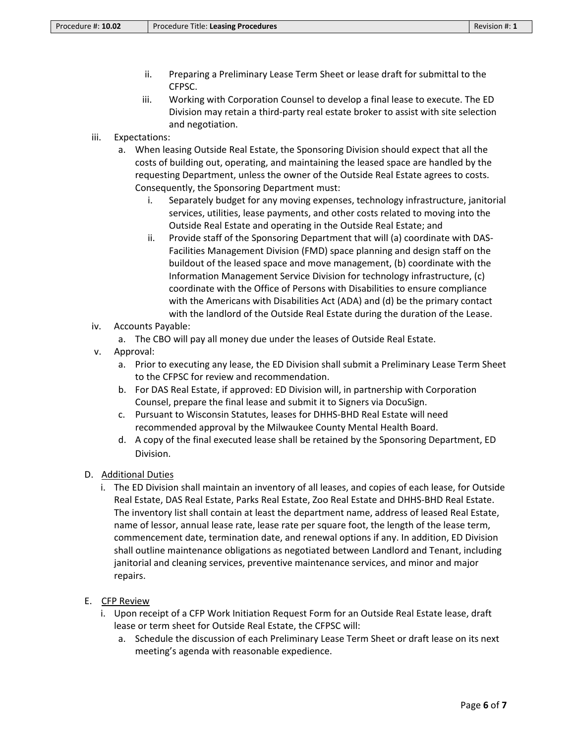ii. Preparing a Preliminary Lease Term Sheet or lease draft for submittal to the CFPSC.

iii. Working with Corporation Counsel to develop a final lease to execute. The ED Division may retain a third-party real estate broker to assist with site selection and negotiation.

iii. Expectations:

a. When leasing Outside Real Estate, the Sponsoring Division should expect that all the costs of building out, operating, and maintaining the leased space are handled by the requesting Department, unless the owner of the Outside Real Estate agrees to costs. Consequently, the Sponsoring Department must:

i. Separately budget for any moving expenses, technology infrastructure, janitorial services, utilities, lease payments, and other costs related to moving into the Outside Real Estate and operating in the Outside Real Estate; and

ii. Provide staff of the Sponsoring Department that will (a) coordinate with DAS-Facilities Management Division (FMD) space planning and design staff on the buildout of the leased space and move management, (b) coordinate with the Information Management Service Division for technology infrastructure, (c) coordinate with the Office of Persons with Disabilities to ensure compliance with the Americans with Disabilities Act (ADA) and (d) be the primary contact with the landlord of the Outside Real Estate during the duration of the Lease.

iv. Accounts Payable:

a. The CBO will pay all money due under the leases of Outside Real Estate.

v. Approval:

a. Prior to executing any lease, the ED Division shall submit a Preliminary Lease Term Sheet to the CFPSC for review and recommendation.

b. For DAS Real Estate, if approved: ED Division will, in partnership with Corporation Counsel, prepare the final lease and submit it to Signers via DocuSign.

c. Pursuant to Wisconsin Statutes, leases for DHHS-BHD Real Estate will need recommended approval by the Milwaukee County Mental Health Board.

d. A copy of the final executed lease shall be retained by the Sponsoring Department, ED Division.

D. <u>Additional Duties</u>

i. The ED Division shall maintain an inventory of all leases, and copies of each lease, for Outside Real Estate, DAS Real Estate, Parks Real Estate, Zoo Real Estate and DHHS-BHD Real Estate. The inventory list shall contain at least the department name, address of leased Real Estate, name of lessor, annual lease rate, lease rate per square foot, the length of the lease term, commencement date, termination date, and renewal options if any. In addition, ED Division shall outline maintenance obligations as negotiated between Landlord and Tenant, including janitorial and cleaning services, preventive maintenance services, and minor and major repairs.

E. <u>CFP Review</u>

i. Upon receipt of a CFP Work Initiation Request Form for an Outside Real Estate lease, draft lease or term sheet for Outside Real Estate, the CFPSC will:

a. Schedule the discussion of each Preliminary Lease Term Sheet or draft lease on its next meeting's agenda with reasonable expedience.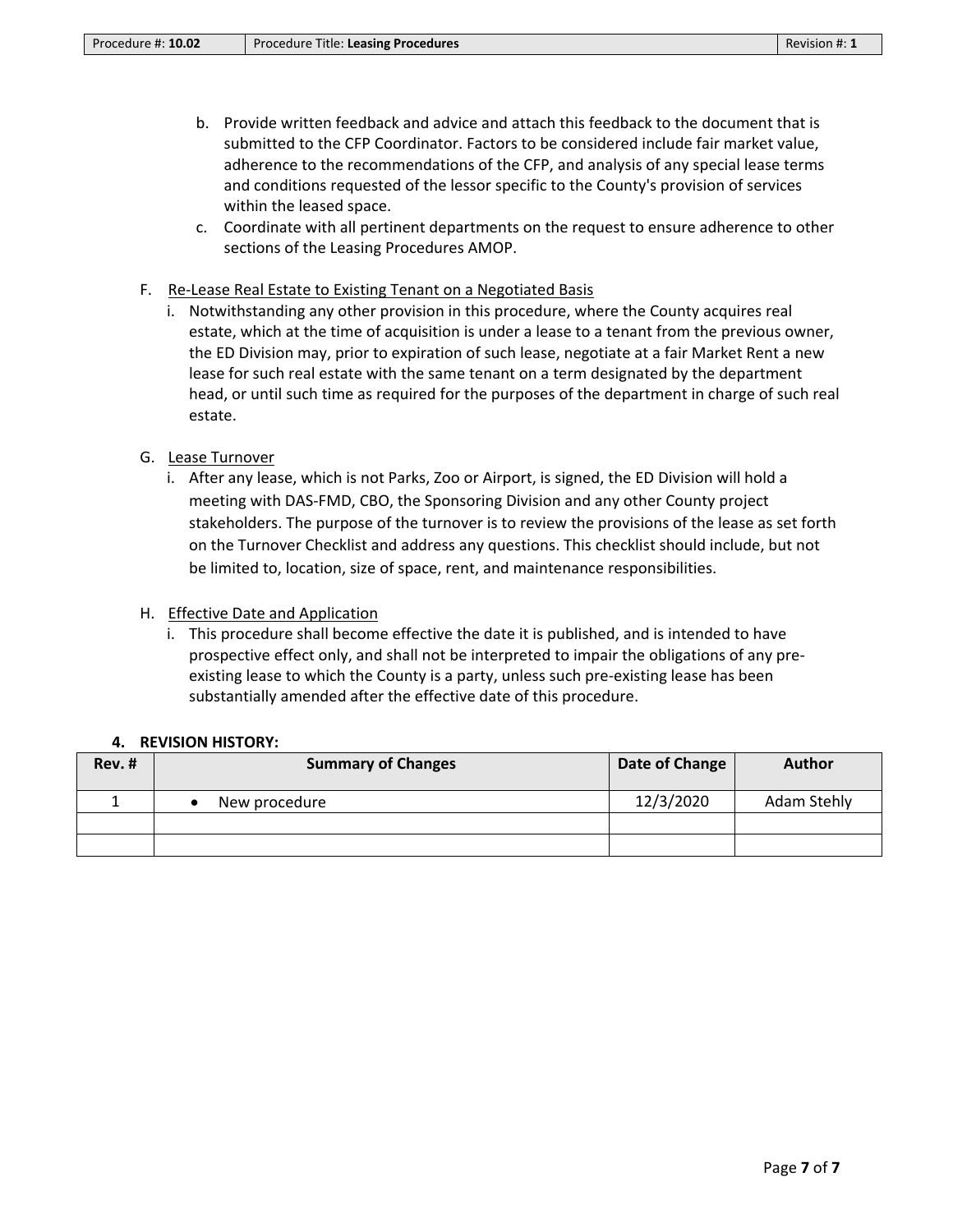b. Provide written feedback and advice and attach this feedback to the document that is submitted to the CFP Coordinator. Factors to be considered include fair market value, adherence to the recommendations of the CFP, and analysis of any special lease terms and conditions requested of the lessor specific to the County's provision of services within the leased space.

c. Coordinate with all pertinent departments on the request to ensure adherence to other sections of the Leasing Procedures AMOP.

F. Re-Lease Real Estate to Existing Tenant on a Negotiated Basis

i. Notwithstanding any other provision in this procedure, where the County acquires real estate, which at the time of acquisition is under a lease to a tenant from the previous owner, the ED Division may, prior to expiration of such lease, negotiate at a fair Market Rent a new lease for such real estate with the same tenant on a term designated by the department head, or until such time as required for the purposes of the department in charge of such real estate.

G. Lease Turnover

i. After any lease, which is not Parks, Zoo or Airport, is signed, the ED Division will hold a meeting with DAS-FMD, CBO, the Sponsoring Division and any other County project stakeholders. The purpose of the turnover is to review the provisions of the lease as set forth on the Turnover Checklist and address any questions. This checklist should include, but not be limited to, location, size of space, rent, and maintenance responsibilities.

H. Effective Date and Application

i. This procedure shall become effective the date it is published, and is intended to have prospective effect only, and shall not be interpreted to impair the obligations of any pre-existing lease to which the County is a party, unless such pre-existing lease has been substantially amended after the effective date of this procedure.

**4. REVISION HISTORY:**

| Rev. # | Summary of Changes | Date of Change | Author |
|---|---|---|---|
| 1 | • New procedure | 12/3/2020 | Adam Stehly |
| | | | |
| | | | |